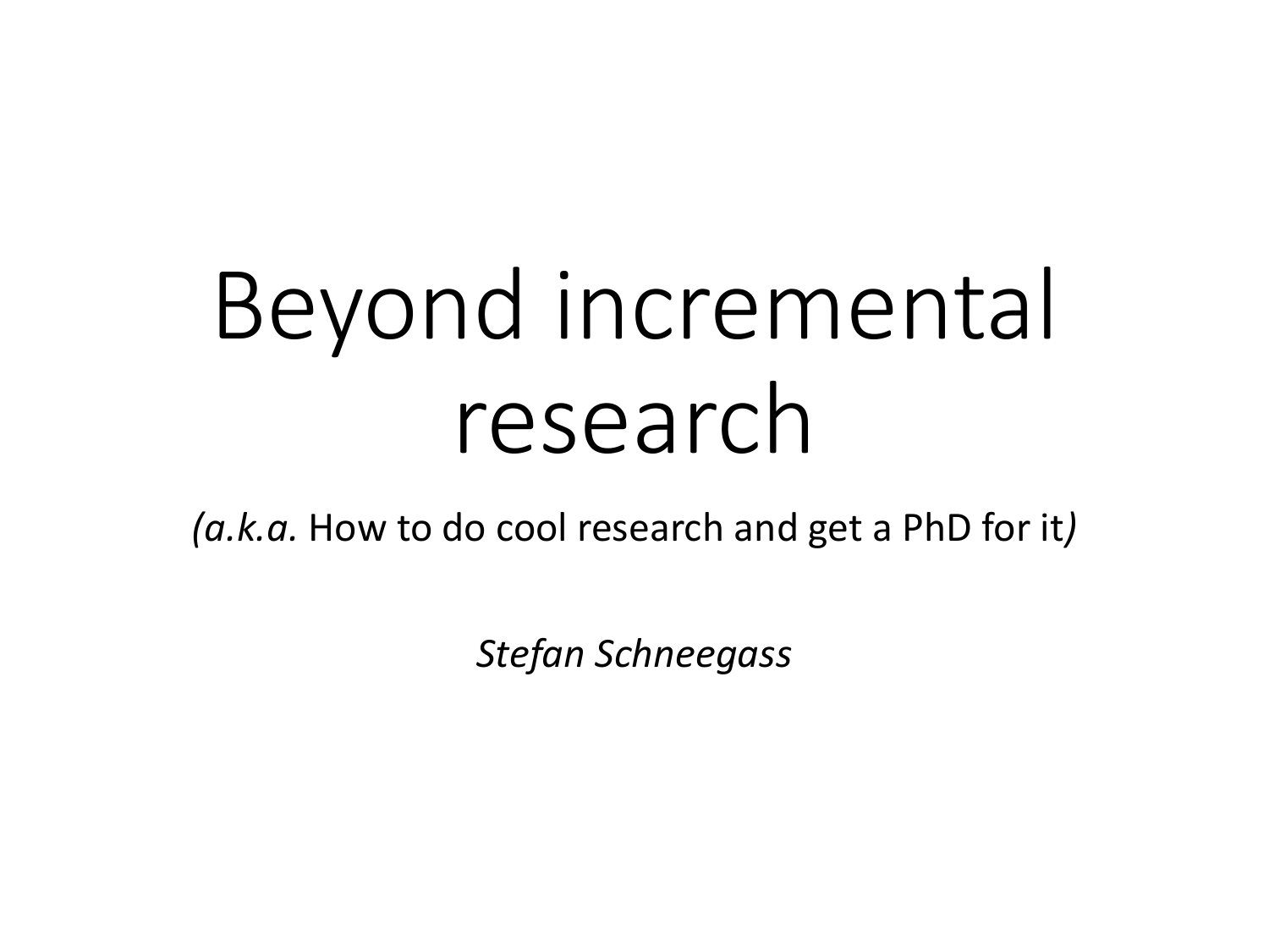# Beyond incremental research

*(a.k.a.* How to do cool research and get a PhD for it*)*

*Stefan Schneegass*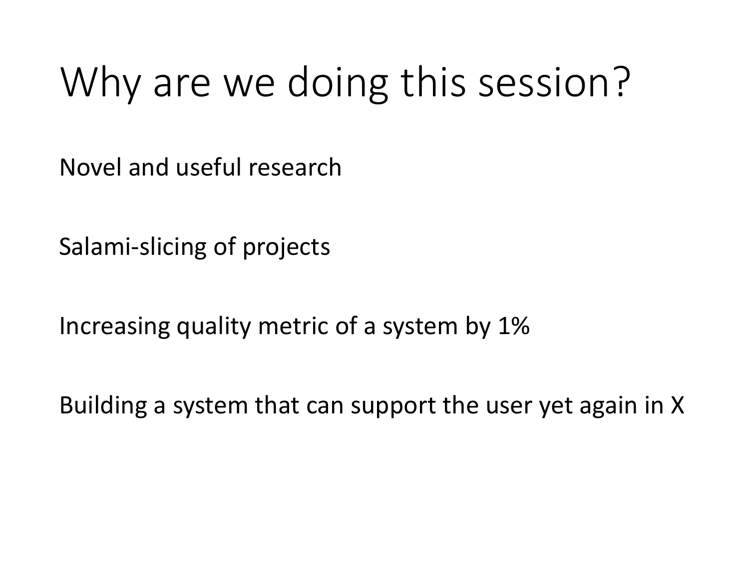# Why are we doing this session?

Novel and useful research

Salami-slicing of projects

Increasing quality metric of a system by 1%

Building a system that can support the user yet again in X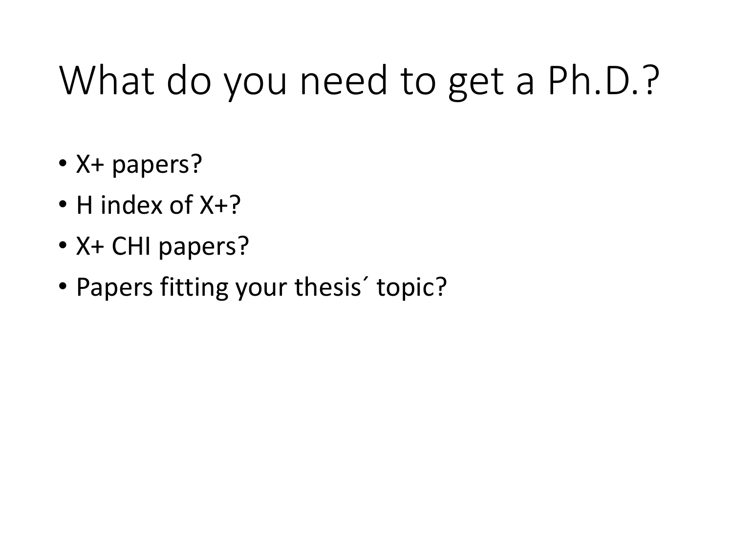# What do you need to get a Ph.D.?

- X+ papers?
- H index of X+?
- X+ CHI papers?
- Papers fitting your thesis´ topic?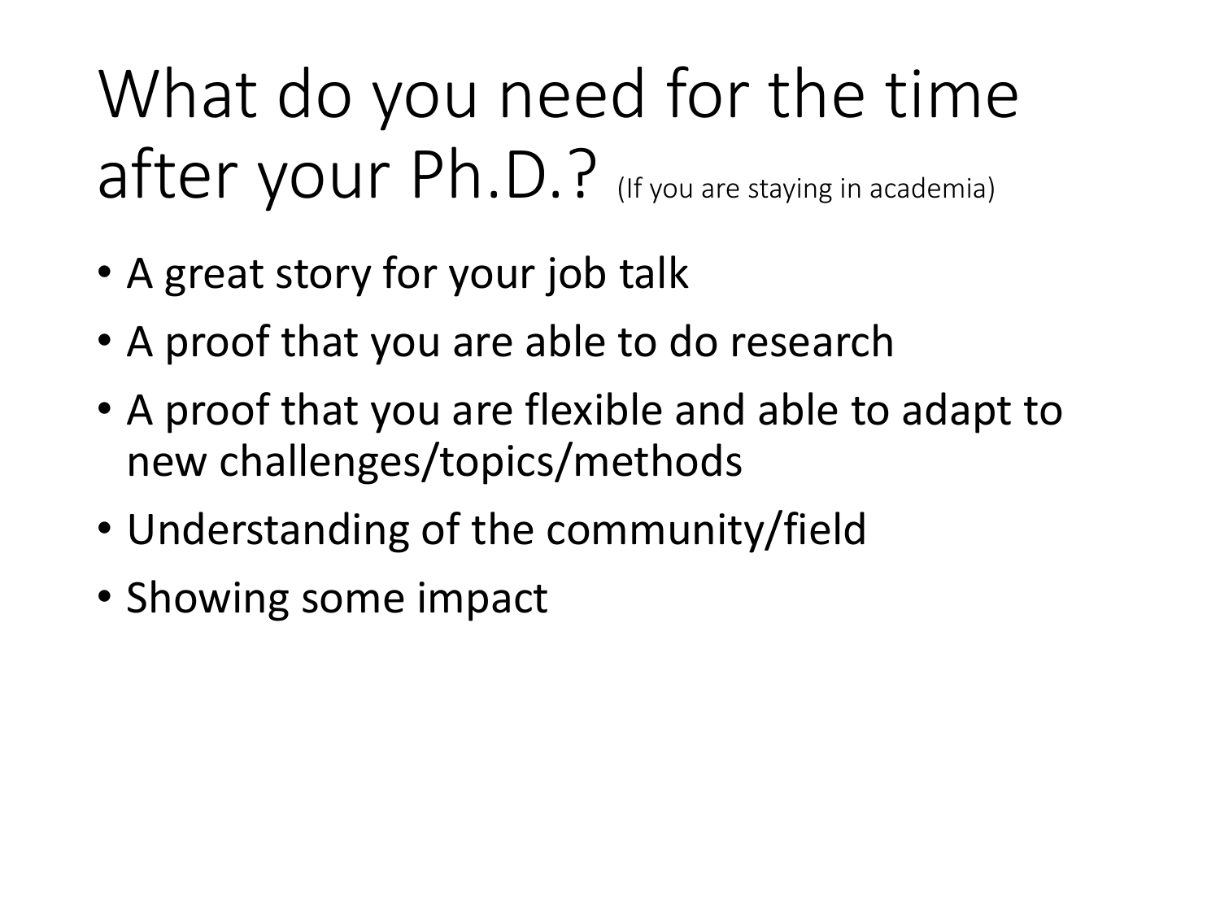# What do you need for the time after your Ph.D.? (If you are staying in academia)

- A great story for your job talk
- A proof that you are able to do research
- A proof that you are flexible and able to adapt to new challenges/topics/methods
- Understanding of the community/field
- Showing some impact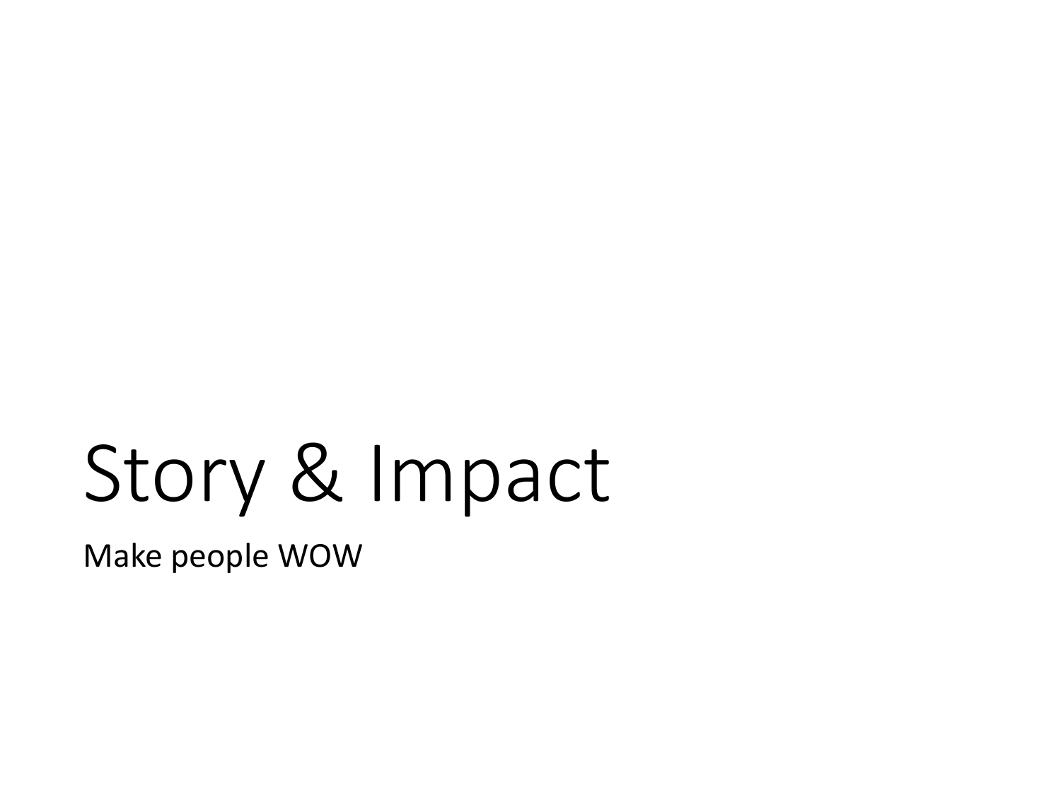# Story & Impact

Make people WOW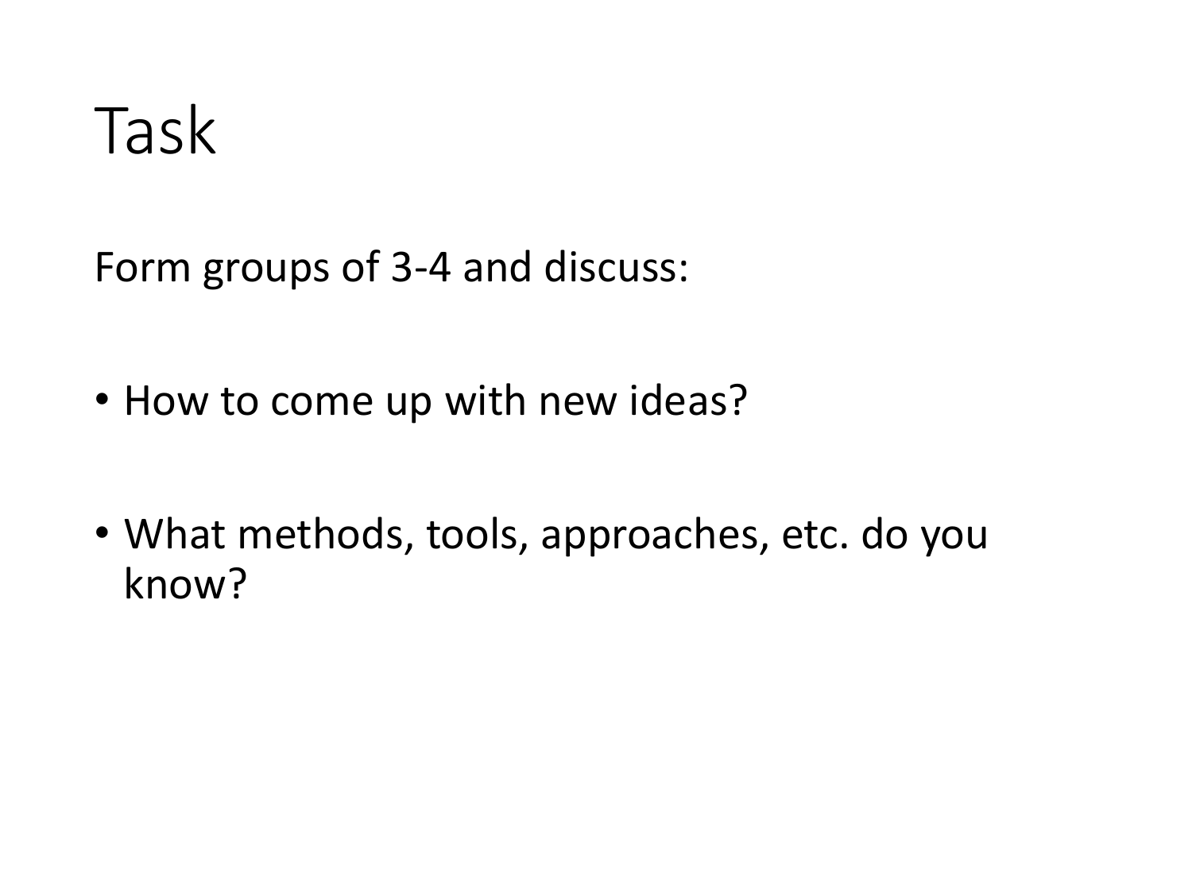# Task

Form groups of 3-4 and discuss:

- How to come up with new ideas?
- What methods, tools, approaches, etc. do you know?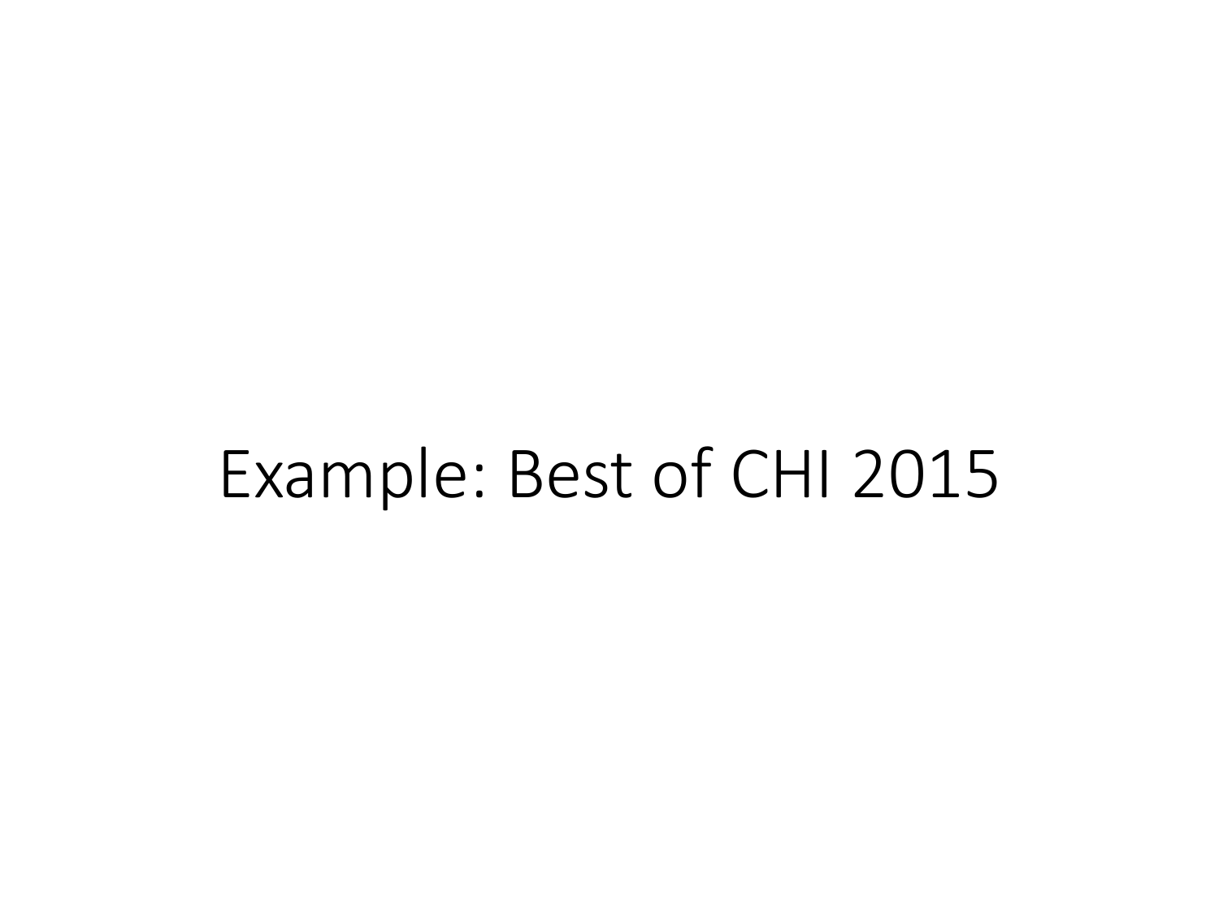# Example: Best of CHI 2015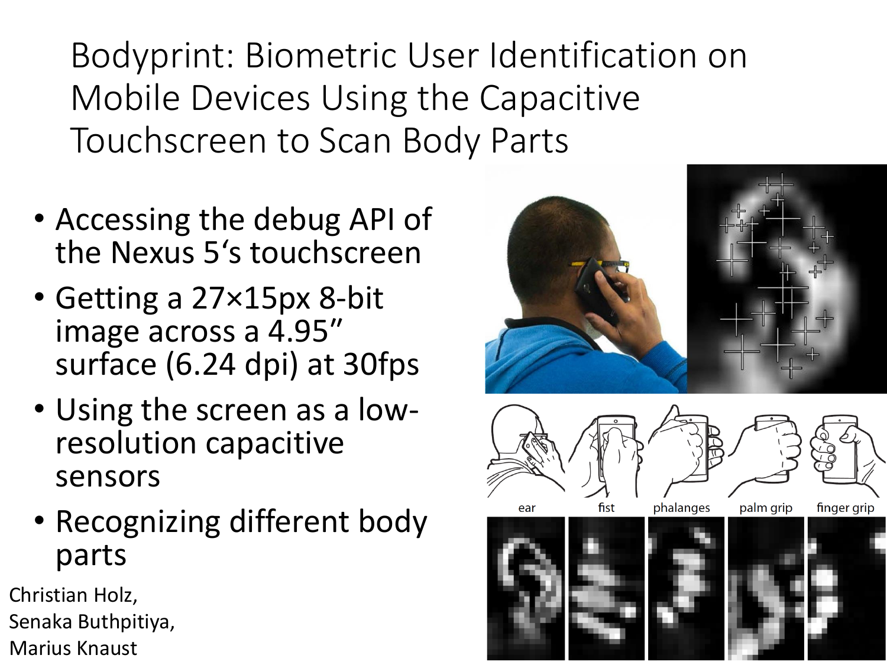# Bodyprint: Biometric User Identification on Mobile Devices Using the Capacitive Touchscreen to Scan Body Parts

- Accessing the debug API of the Nexus 5‘s touchscreen
- Getting a 27×15px 8-bit image across a 4.95″ surface (6.24 dpi) at 30fps
- Using the screen as a low-resolution capacitive sensors
- Recognizing different body parts

Christian Holz, Senaka Buthpitiya, Marius Knaust

ear | fist | phalanges | palm grip | finger grip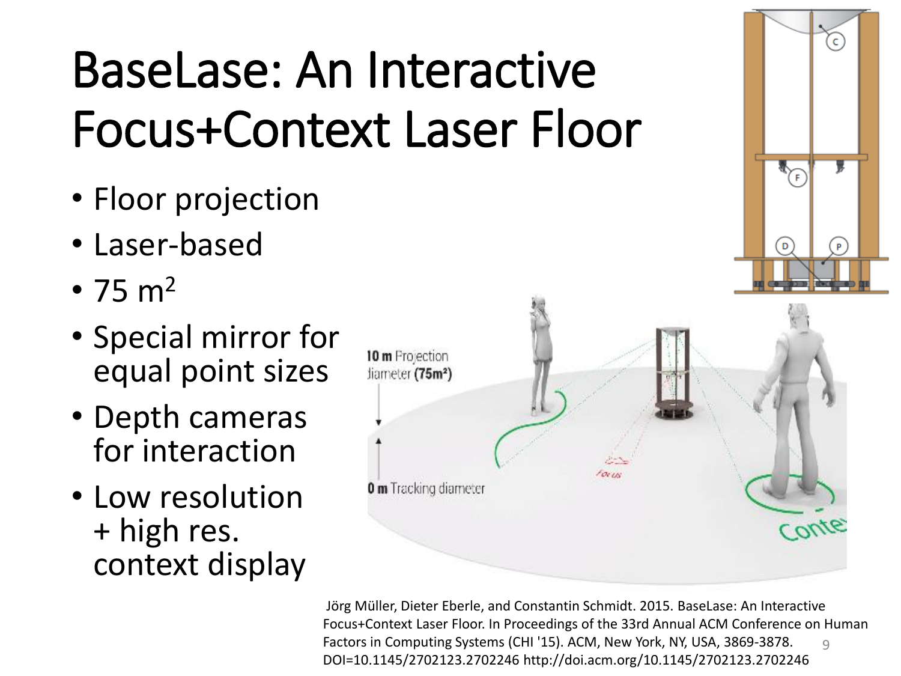# BaseLase: An Interactive Focus+Context Laser Floor

- Floor projection
- Laser-based
- 75 $m^2$
- Special mirror for equal point sizes
- Depth cameras for interaction
- Low resolution + high res. context display

Jörg Müller, Dieter Eberle, and Constantin Schmidt. 2015. BaseLase: An Interactive Focus+Context Laser Floor. In Proceedings of the 33rd Annual ACM Conference on Human Factors in Computing Systems (CHI '15). ACM, New York, NY, USA, 3869-3878. DOI=10.1145/2702123.2702246 http://doi.acm.org/10.1145/2702123.2702246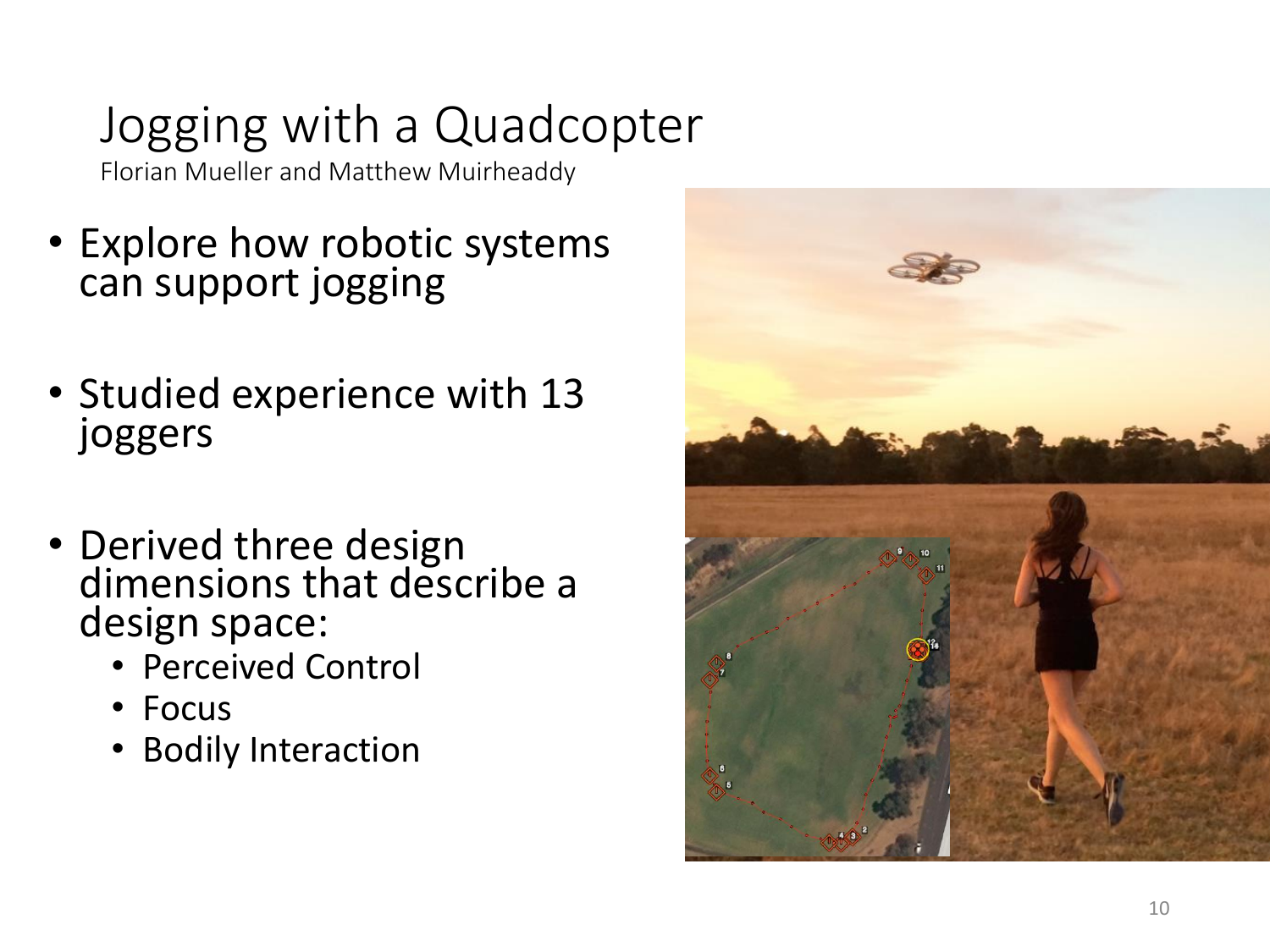# Jogging with a Quadcopter

Florian Mueller and Matthew Muirheaddy

- Explore how robotic systems can support jogging
- Studied experience with 13 joggers
- Derived three design dimensions that describe a design space:
  - Perceived Control
  - Focus
  - Bodily Interaction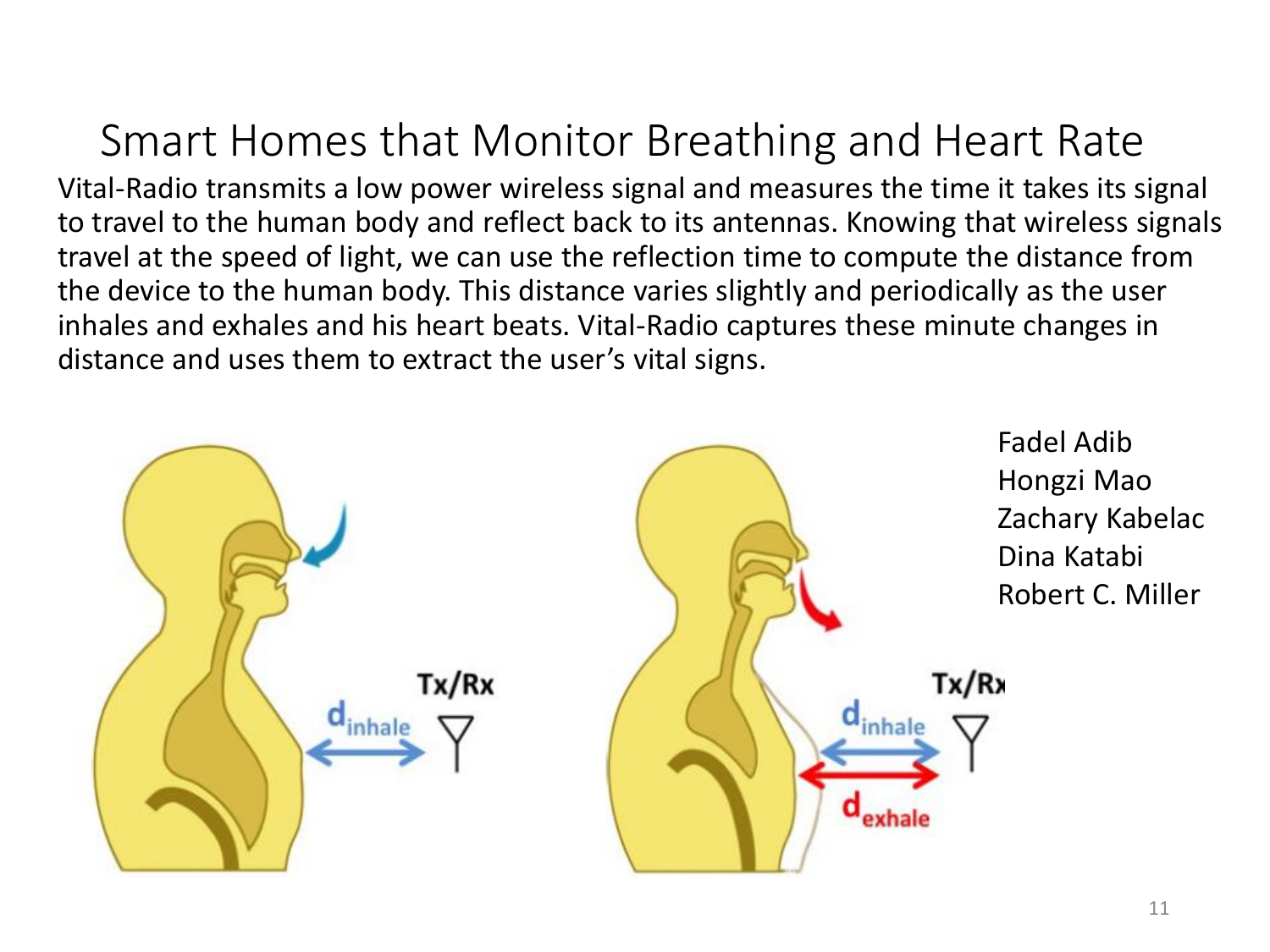# Smart Homes that Monitor Breathing and Heart Rate

Vital-Radio transmits a low power wireless signal and measures the time it takes its signal to travel to the human body and reflect back to its antennas. Knowing that wireless signals travel at the speed of light, we can use the reflection time to compute the distance from the device to the human body. This distance varies slightly and periodically as the user inhales and exhales and his heart beats. Vital-Radio captures these minute changes in distance and uses them to extract the user's vital signs.

Tx/Rx

$d_{inhale}$

Tx/Rx

$d_{inhale}$

$d_{exhale}$

Fadel Adib
Hongzi Mao
Zachary Kabelac
Dina Katabi
Robert C. Miller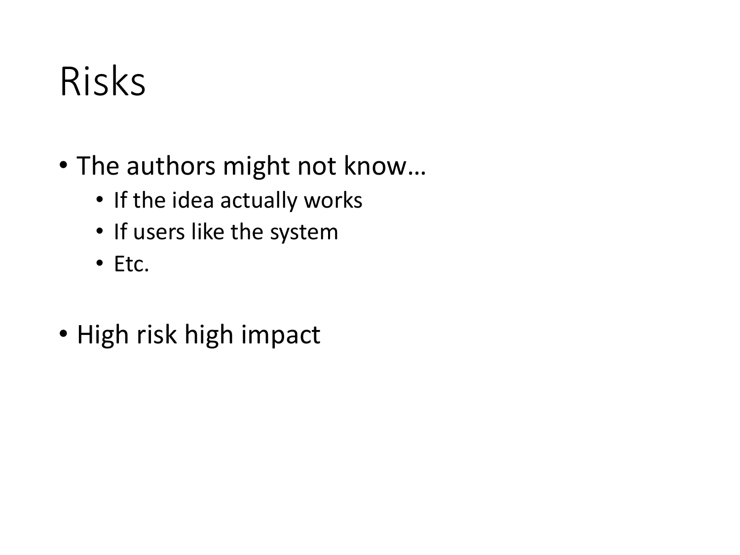# Risks

- The authors might not know…
  - If the idea actually works
  - If users like the system
  - Etc.

- High risk high impact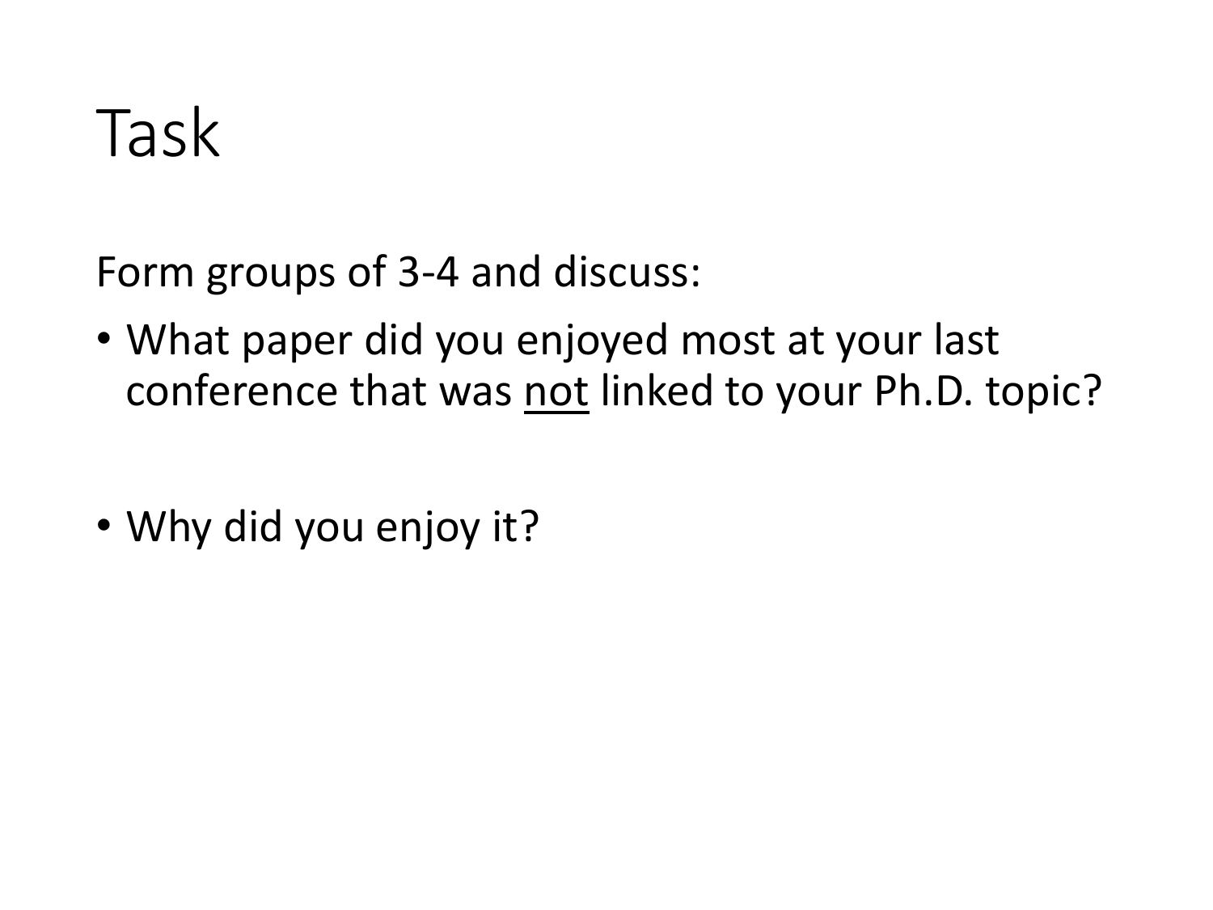# Task

Form groups of 3-4 and discuss:

- What paper did you enjoyed most at your last conference that was <u>not</u> linked to your Ph.D. topic?

- Why did you enjoy it?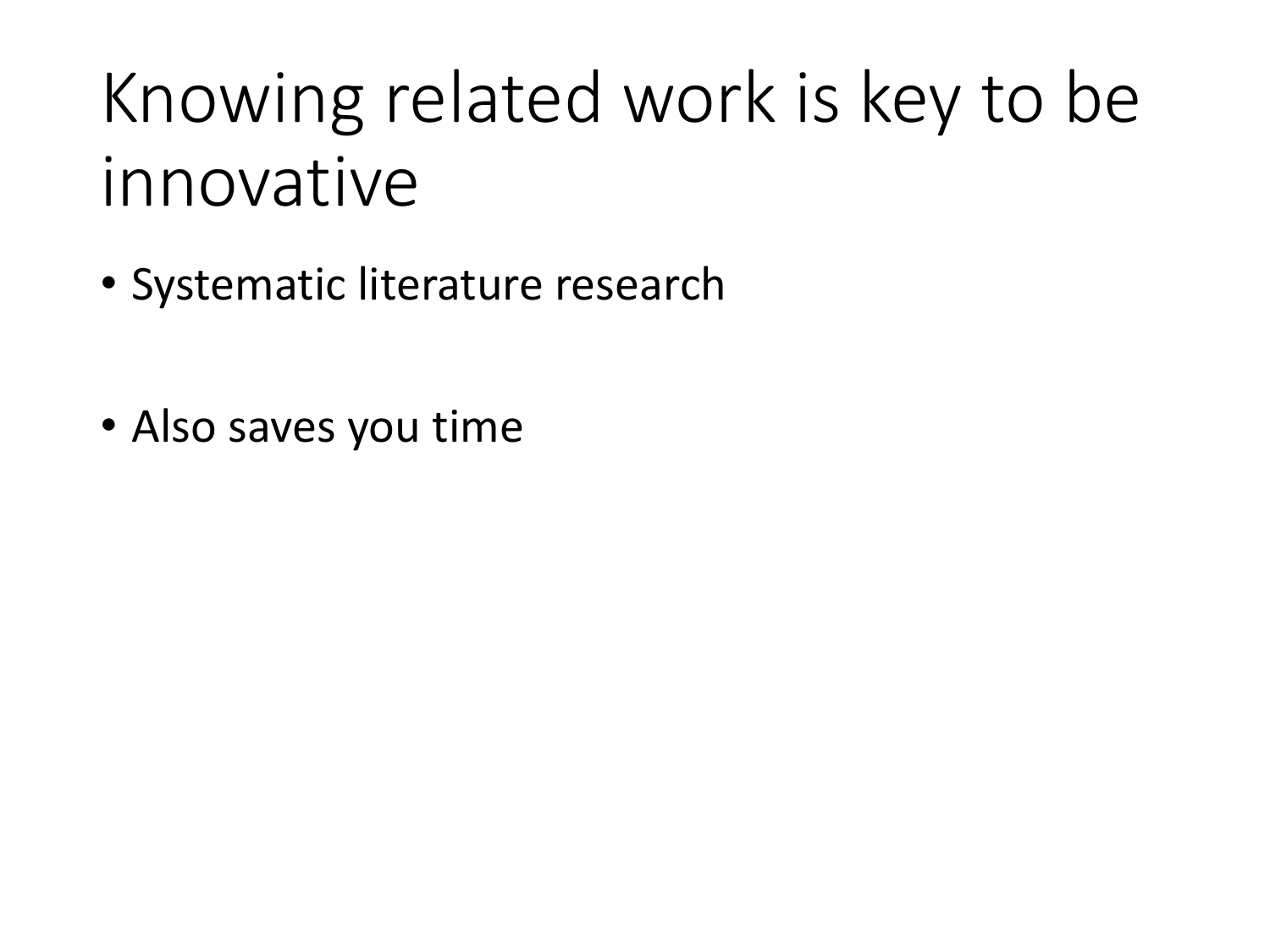# Knowing related work is key to be innovative

- Systematic literature research

- Also saves you time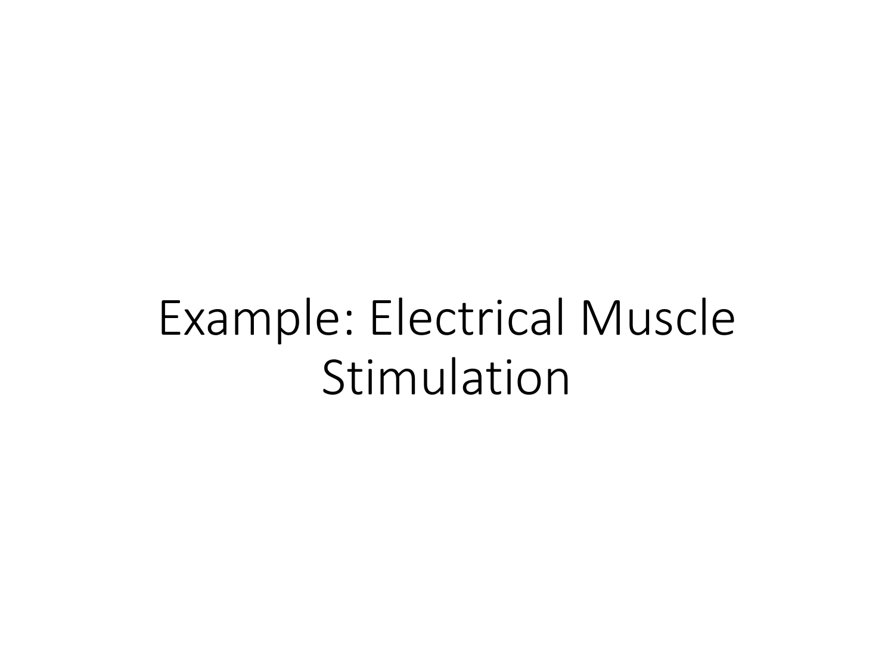# Example: Electrical Muscle Stimulation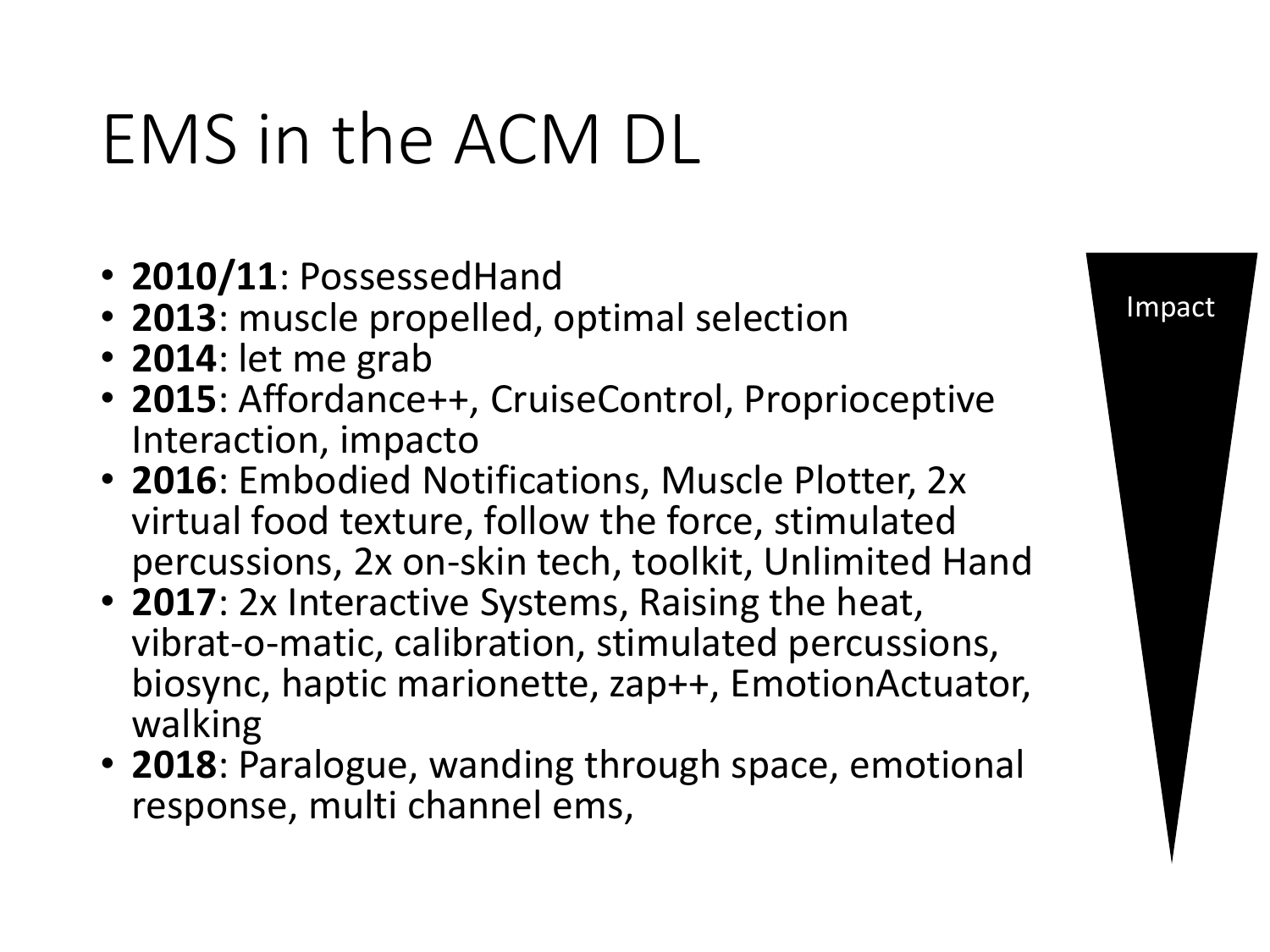# EMS in the ACM DL

- **2010/11**: PossessedHand
- **2013**: muscle propelled, optimal selection
- **2014**: let me grab
- **2015**: Affordance++, CruiseControl, Proprioceptive Interaction, impacto
- **2016**: Embodied Notifications, Muscle Plotter, 2x virtual food texture, follow the force, stimulated percussions, 2x on-skin tech, toolkit, Unlimited Hand
- **2017**: 2x Interactive Systems, Raising the heat, vibrat-o-matic, calibration, stimulated percussions, biosync, haptic marionette, zap++, EmotionActuator, walking
- **2018**: Paralogue, wanding through space, emotional response, multi channel ems,

Impact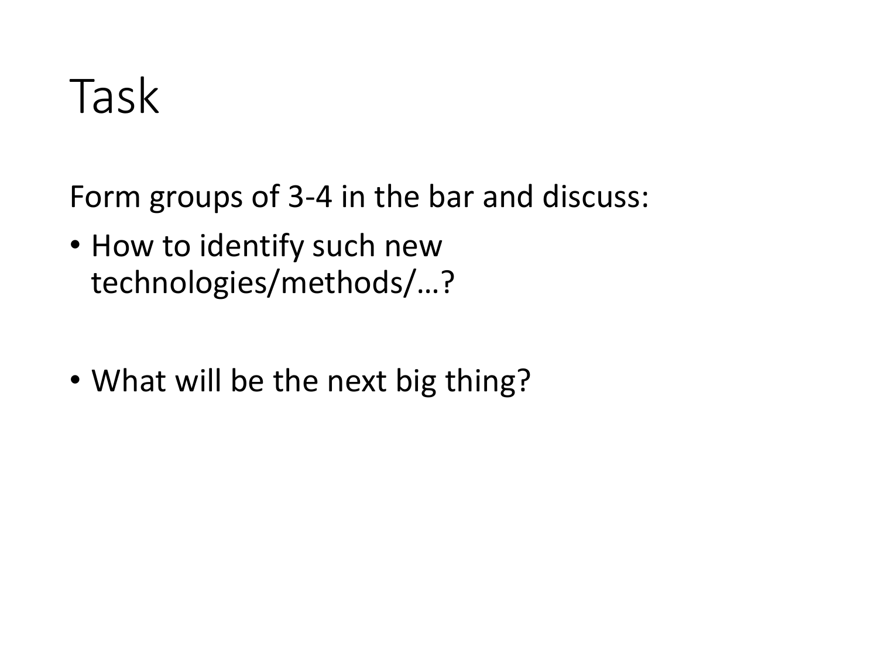# Task

Form groups of 3-4 in the bar and discuss:

- How to identify such new technologies/methods/…?
- What will be the next big thing?